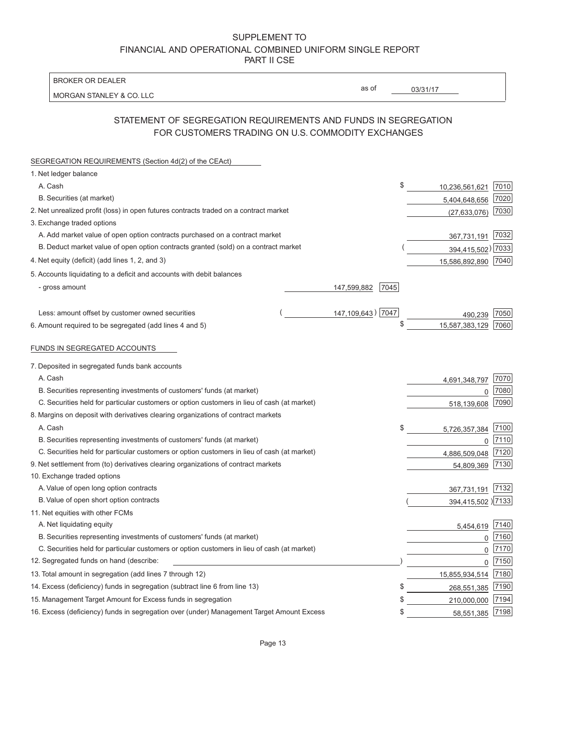# SUPPLEMENT TO
# FINANCIAL AND OPERATIONAL COMBINED UNIFORM SINGLE REPORT
# PART II CSE

| BROKER OR DEALER | | |
|---|---|---|
| MORGAN STANLEY & CO. LLC | as of | 03/31/17 |

## STATEMENT OF SEGREGATION REQUIREMENTS AND FUNDS IN SEGREGATION FOR CUSTOMERS TRADING ON U.S. COMMODITY EXCHANGES

### SEGREGATION REQUIREMENTS (Section 4d(2) of the CEAct)

| | | | | |
|---|---|---|---|---|
| 1. Net ledger balance | | | | |
| A. Cash | | | $ 10,236,561,621 | 7010 |
| B. Securities (at market) | | | 5,404,648,656 | 7020 |
| 2. Net unrealized profit (loss) in open futures contracts traded on a contract market | | | (27,633,076) | 7030 |
| 3. Exchange traded options | | | | |
| A. Add market value of open option contracts purchased on a contract market | | | 367,731,191 | 7032 |
| B. Deduct market value of open option contracts granted (sold) on a contract market | | | (394,415,502) | 7033 |
| 4. Net equity (deficit) (add lines 1, 2, and 3) | | | 15,586,892,890 | 7040 |
| 5. Accounts liquidating to a deficit and accounts with debit balances | | | | |
| - gross amount | 147,599,882 | 7045 | | |
| Less: amount offset by customer owned securities | (147,109,643) | 7047 | 490,239 | 7050 |
| 6. Amount required to be segregated (add lines 4 and 5) | | | $ 15,587,383,129 | 7060 |

### FUNDS IN SEGREGATED ACCOUNTS

| | | |
|---|---|---|
| 7. Deposited in segregated funds bank accounts | | |
| A. Cash | 4,691,348,797 | 7070 |
| B. Securities representing investments of customers' funds (at market) | 0 | 7080 |
| C. Securities held for particular customers or option customers in lieu of cash (at market) | 518,139,608 | 7090 |
| 8. Margins on deposit with derivatives clearing organizations of contract markets | | |
| A. Cash | $ 5,726,357,384 | 7100 |
| B. Securities representing investments of customers' funds (at market) | 0 | 7110 |
| C. Securities held for particular customers or option customers in lieu of cash (at market) | 4,886,509,048 | 7120 |
| 9. Net settlement from (to) derivatives clearing organizations of contract markets | 54,809,369 | 7130 |
| 10. Exchange traded options | | |
| A. Value of open long option contracts | 367,731,191 | 7132 |
| B. Value of open short option contracts | (394,415,502) | 7133 |
| 11. Net equities with other FCMs | | |
| A. Net liquidating equity | 5,454,619 | 7140 |
| B. Securities representing investments of customers' funds (at market) | 0 | 7160 |
| C. Securities held for particular customers or option customers in lieu of cash (at market) | 0 | 7170 |
| 12. Segregated funds on hand (describe: ) | 0 | 7150 |
| 13. Total amount in segregation (add lines 7 through 12) | 15,855,934,514 | 7180 |
| 14. Excess (deficiency) funds in segregation (subtract line 6 from line 13) | $ 268,551,385 | 7190 |
| 15. Management Target Amount for Excess funds in segregation | $ 210,000,000 | 7194 |
| 16. Excess (deficiency) funds in segregation over (under) Management Target Amount Excess | $ 58,551,385 | 7198 |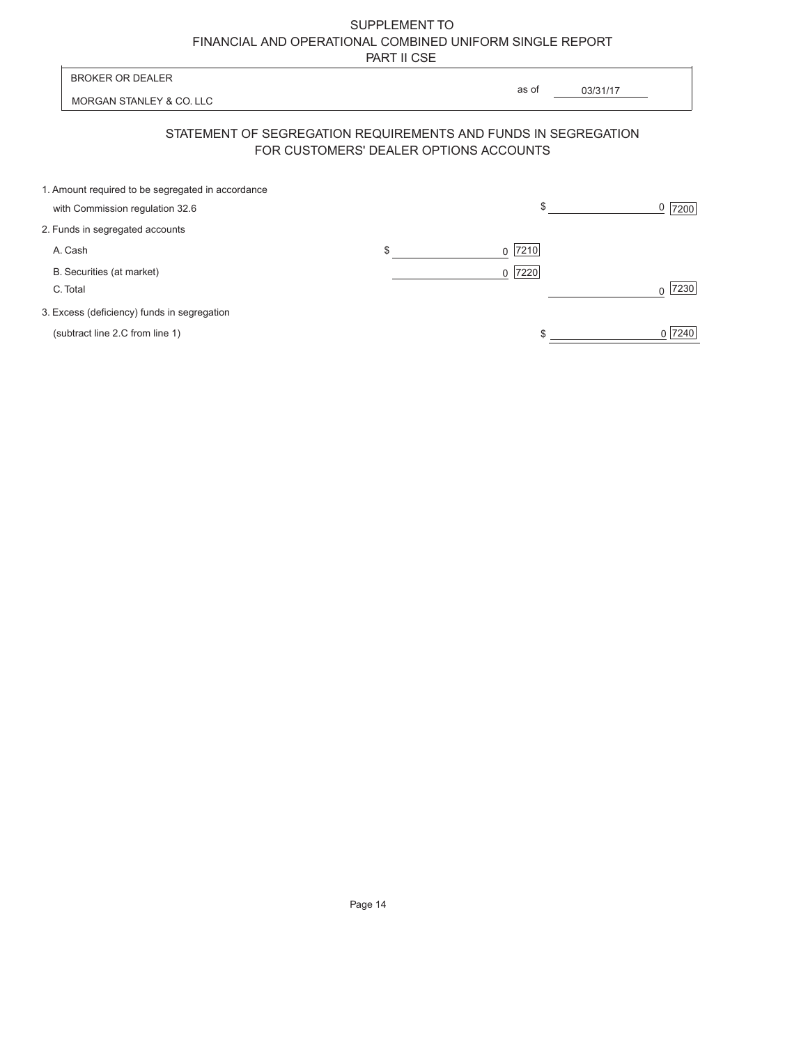SUPPLEMENT TO
FINANCIAL AND OPERATIONAL COMBINED UNIFORM SINGLE REPORT
PART II CSE

| BROKER OR DEALER | |
|---|---|
| MORGAN STANLEY & CO. LLC | as of 03/31/17 |

## STATEMENT OF SEGREGATION REQUIREMENTS AND FUNDS IN SEGREGATION FOR CUSTOMERS' DEALER OPTIONS ACCOUNTS

| | | | | |
|---|---|---|---|---|
| 1. Amount required to be segregated in accordance with Commission regulation 32.6 | | | $ 0 | 7200 |
| 2. Funds in segregated accounts | | | | |
| A. Cash | $ 0 | 7210 | | |
| B. Securities (at market) | 0 | 7220 | | |
| C. Total | | | 0 | 7230 |
| 3. Excess (deficiency) funds in segregation (subtract line 2.C from line 1) | | | $ 0 | 7240 |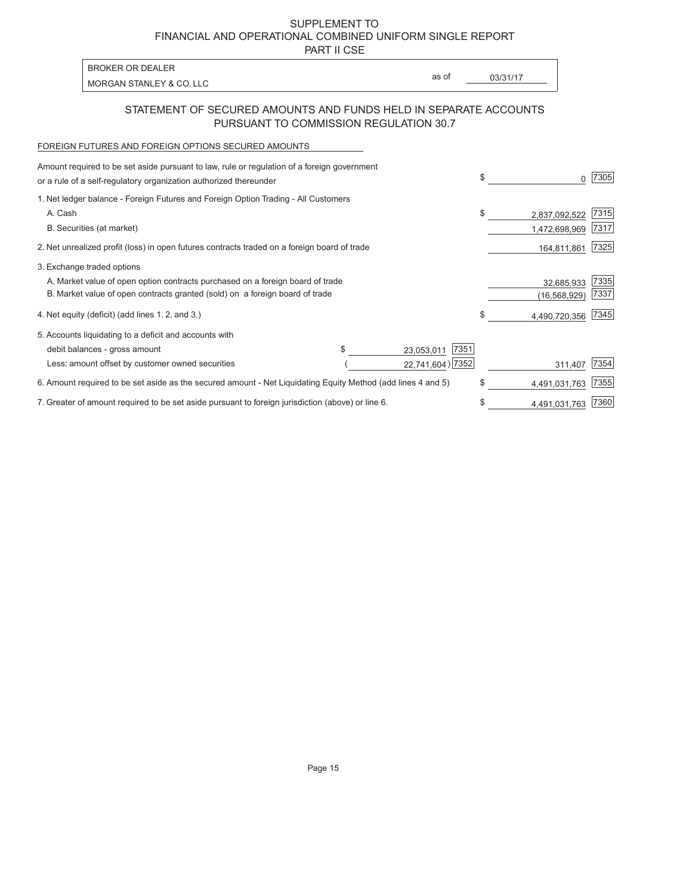SUPPLEMENT TO
FINANCIAL AND OPERATIONAL COMBINED UNIFORM SINGLE REPORT
PART II CSE

| BROKER OR DEALER | | |
|---|---|---|
| MORGAN STANLEY & CO. LLC | as of | 03/31/17 |

## STATEMENT OF SECURED AMOUNTS AND FUNDS HELD IN SEPARATE ACCOUNTS PURSUANT TO COMMISSION REGULATION 30.7

FOREIGN FUTURES AND FOREIGN OPTIONS SECURED AMOUNTS

| | | | | | |
|---|---|---|---|---|---|
| Amount required to be set aside pursuant to law, rule or regulation of a foreign government or a rule of a self-regulatory organization authorized thereunder | | | $ | 0 | 7305 |
| 1. Net ledger balance - Foreign Futures and Foreign Option Trading - All Customers | | | | | |
| A. Cash | | | $ | 2,837,092,522 | 7315 |
| B. Securities (at market) | | | | 1,472,698,969 | 7317 |
| 2. Net unrealized profit (loss) in open futures contracts traded on a foreign board of trade | | | | 164,811,861 | 7325 |
| 3. Exchange traded options | | | | | |
| A. Market value of open option contracts purchased on a foreign board of trade | | | | 32,685,933 | 7335 |
| B. Market value of open contracts granted (sold) on a foreign board of trade | | | | (16,568,929) | 7337 |
| 4. Net equity (deficit) (add lines 1. 2. and 3.) | | | $ | 4,490,720,356 | 7345 |
| 5. Accounts liquidating to a deficit and accounts with debit balances - gross amount | $ 23,053,011 | 7351 | | | |
| Less: amount offset by customer owned securities | ( 22,741,604 ) | 7352 | | 311,407 | 7354 |
| 6. Amount required to be set aside as the secured amount - Net Liquidating Equity Method (add lines 4 and 5) | | | $ | 4,491,031,763 | 7355 |
| 7. Greater of amount required to be set aside pursuant to foreign jurisdiction (above) or line 6. | | | $ | 4,491,031,763 | 7360 |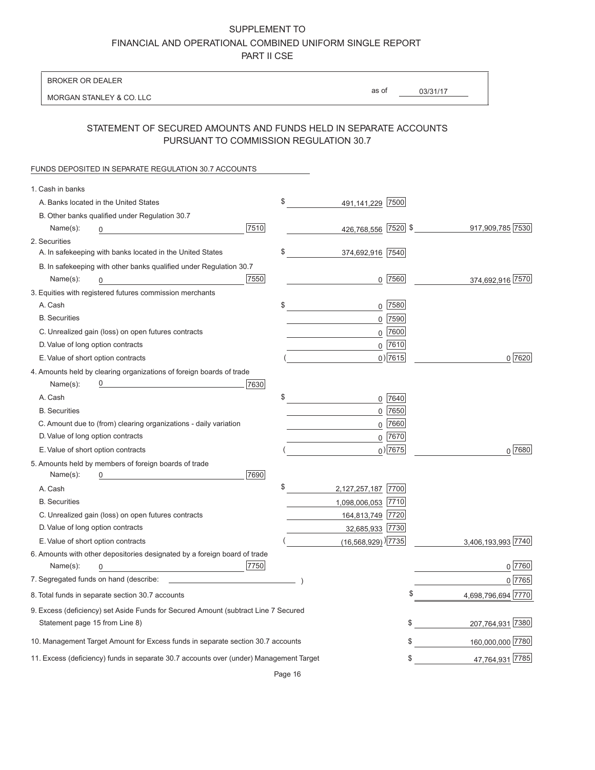# SUPPLEMENT TO
# FINANCIAL AND OPERATIONAL COMBINED UNIFORM SINGLE REPORT
# PART II CSE

BROKER OR DEALER

MORGAN STANLEY & CO. LLC

as of 03/31/17

## STATEMENT OF SECURED AMOUNTS AND FUNDS HELD IN SEPARATE ACCOUNTS PURSUANT TO COMMISSION REGULATION 30.7

FUNDS DEPOSITED IN SEPARATE REGULATION 30.7 ACCOUNTS

| | | | | |
|---|---|---|---|---|
| 1. Cash in banks | | | | |
| A. Banks located in the United States | | $ 491,141,229 | 7500 | |
| B. Other banks qualified under Regulation 30.7 Name(s): 0 | 7510 | 426,768,556 | 7520 | $ 917,909,785 7530 |
| 2. Securities | | | | |
| A. In safekeeping with banks located in the United States | | $ 374,692,916 | 7540 | |
| B. In safekeeping with other banks qualified under Regulation 30.7 Name(s): 0 | 7550 | 0 | 7560 | 374,692,916 7570 |
| 3. Equities with registered futures commission merchants | | | | |
| A. Cash | | $ 0 | 7580 | |
| B. Securities | | 0 | 7590 | |
| C. Unrealized gain (loss) on open futures contracts | | 0 | 7600 | |
| D. Value of long option contracts | | 0 | 7610 | |
| E. Value of short option contracts | | ( 0) | 7615 | 0 7620 |
| 4. Amounts held by clearing organizations of foreign boards of trade Name(s): 0 | 7630 | | | |
| A. Cash | | $ 0 | 7640 | |
| B. Securities | | 0 | 7650 | |
| C. Amount due to (from) clearing organizations - daily variation | | 0 | 7660 | |
| D. Value of long option contracts | | 0 | 7670 | |
| E. Value of short option contracts | | ( 0) | 7675 | 0 7680 |
| 5. Amounts held by members of foreign boards of trade Name(s): 0 | 7690 | | | |
| A. Cash | | $ 2,127,257,187 | 7700 | |
| B. Securities | | 1,098,006,053 | 7710 | |
| C. Unrealized gain (loss) on open futures contracts | | 164,813,749 | 7720 | |
| D. Value of long option contracts | | 32,685,933 | 7730 | |
| E. Value of short option contracts | | ( (16,568,929) ) | 7735 | 3,406,193,993 7740 |
| 6. Amounts with other depositories designated by a foreign board of trade Name(s): 0 | 7750 | | | 0 7760 |
| 7. Segregated funds on hand (describe: ) | | | | 0 7765 |
| 8. Total funds in separate section 30.7 accounts | | | | $ 4,698,796,694 7770 |
| 9. Excess (deficiency) set Aside Funds for Secured Amount (subtract Line 7 Secured Statement page 15 from Line 8) | | | | $ 207,764,931 7380 |
| 10. Management Target Amount for Excess funds in separate section 30.7 accounts | | | | $ 160,000,000 7780 |
| 11. Excess (deficiency) funds in separate 30.7 accounts over (under) Management Target | | | | $ 47,764,931 7785 |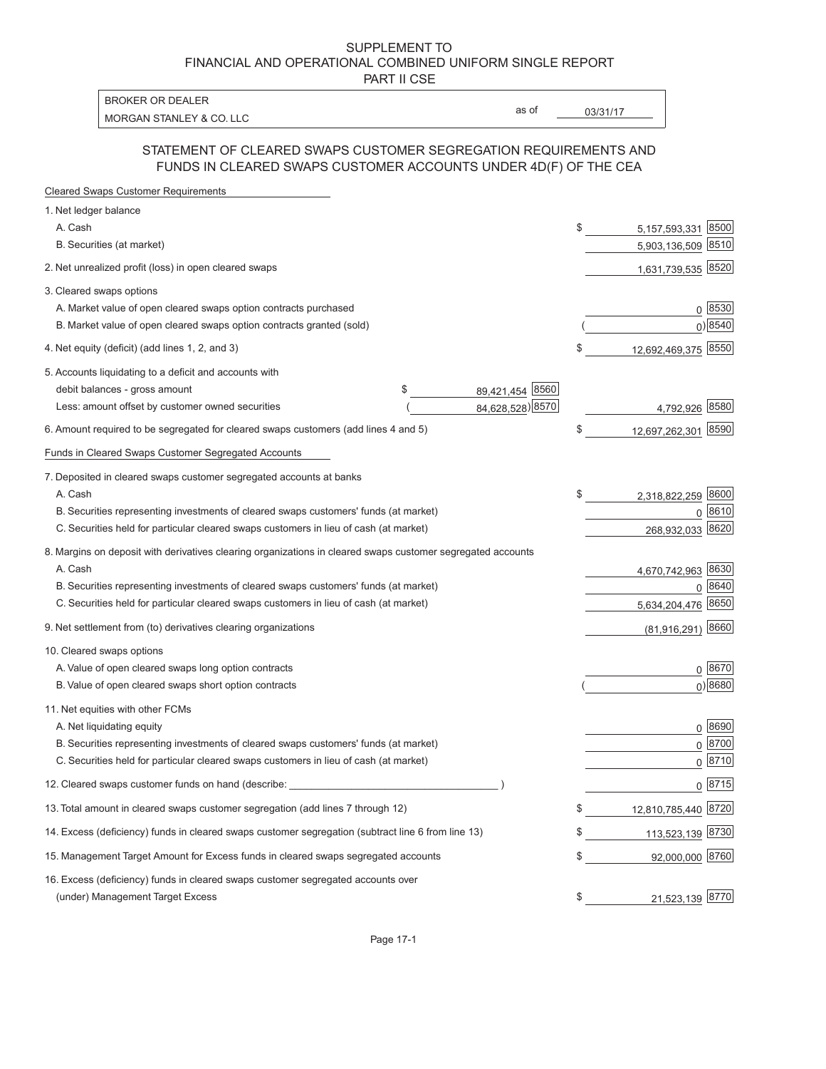SUPPLEMENT TO
FINANCIAL AND OPERATIONAL COMBINED UNIFORM SINGLE REPORT
PART II CSE

| BROKER OR DEALER | | |
|---|---|---|
| MORGAN STANLEY & CO. LLC | as of | 03/31/17 |

## STATEMENT OF CLEARED SWAPS CUSTOMER SEGREGATION REQUIREMENTS AND FUNDS IN CLEARED SWAPS CUSTOMER ACCOUNTS UNDER 4D(F) OF THE CEA

| | | | | |
|---|---|---|---|---|
| **Cleared Swaps Customer Requirements** | | | | |
| 1. Net ledger balance | | | | |
| A. Cash | | | $ 5,157,593,331 | 8500 |
| B. Securities (at market) | | | 5,903,136,509 | 8510 |
| 2. Net unrealized profit (loss) in open cleared swaps | | | 1,631,739,535 | 8520 |
| 3. Cleared swaps options | | | | |
| A. Market value of open cleared swaps option contracts purchased | | | 0 | 8530 |
| B. Market value of open cleared swaps option contracts granted (sold) | | | ( 0) | 8540 |
| 4. Net equity (deficit) (add lines 1, 2, and 3) | | | $ 12,692,469,375 | 8550 |
| 5. Accounts liquidating to a deficit and accounts with debit balances - gross amount | $ 89,421,454 | 8560 | | |
| Less: amount offset by customer owned securities | ( 84,628,528) | 8570 | 4,792,926 | 8580 |
| 6. Amount required to be segregated for cleared swaps customers (add lines 4 and 5) | | | $ 12,697,262,301 | 8590 |
| **Funds in Cleared Swaps Customer Segregated Accounts** | | | | |
| 7. Deposited in cleared swaps customer segregated accounts at banks | | | | |
| A. Cash | | | $ 2,318,822,259 | 8600 |
| B. Securities representing investments of cleared swaps customers' funds (at market) | | | 0 | 8610 |
| C. Securities held for particular cleared swaps customers in lieu of cash (at market) | | | 268,932,033 | 8620 |
| 8. Margins on deposit with derivatives clearing organizations in cleared swaps customer segregated accounts | | | | |
| A. Cash | | | 4,670,742,963 | 8630 |
| B. Securities representing investments of cleared swaps customers' funds (at market) | | | 0 | 8640 |
| C. Securities held for particular cleared swaps customers in lieu of cash (at market) | | | 5,634,204,476 | 8650 |
| 9. Net settlement from (to) derivatives clearing organizations | | | (81,916,291) | 8660 |
| 10. Cleared swaps options | | | | |
| A. Value of open cleared swaps long option contracts | | | 0 | 8670 |
| B. Value of open cleared swaps short option contracts | | | ( 0) | 8680 |
| 11. Net equities with other FCMs | | | | |
| A. Net liquidating equity | | | 0 | 8690 |
| B. Securities representing investments of cleared swaps customers' funds (at market) | | | 0 | 8700 |
| C. Securities held for particular cleared swaps customers in lieu of cash (at market) | | | 0 | 8710 |
| 12. Cleared swaps customer funds on hand (describe: ______ ) | | | 0 | 8715 |
| 13. Total amount in cleared swaps customer segregation (add lines 7 through 12) | | | $ 12,810,785,440 | 8720 |
| 14. Excess (deficiency) funds in cleared swaps customer segregation (subtract line 6 from line 13) | | | $ 113,523,139 | 8730 |
| 15. Management Target Amount for Excess funds in cleared swaps segregated accounts | | | $ 92,000,000 | 8760 |
| 16. Excess (deficiency) funds in cleared swaps customer segregated accounts over (under) Management Target Excess | | | $ 21,523,139 | 8770 |